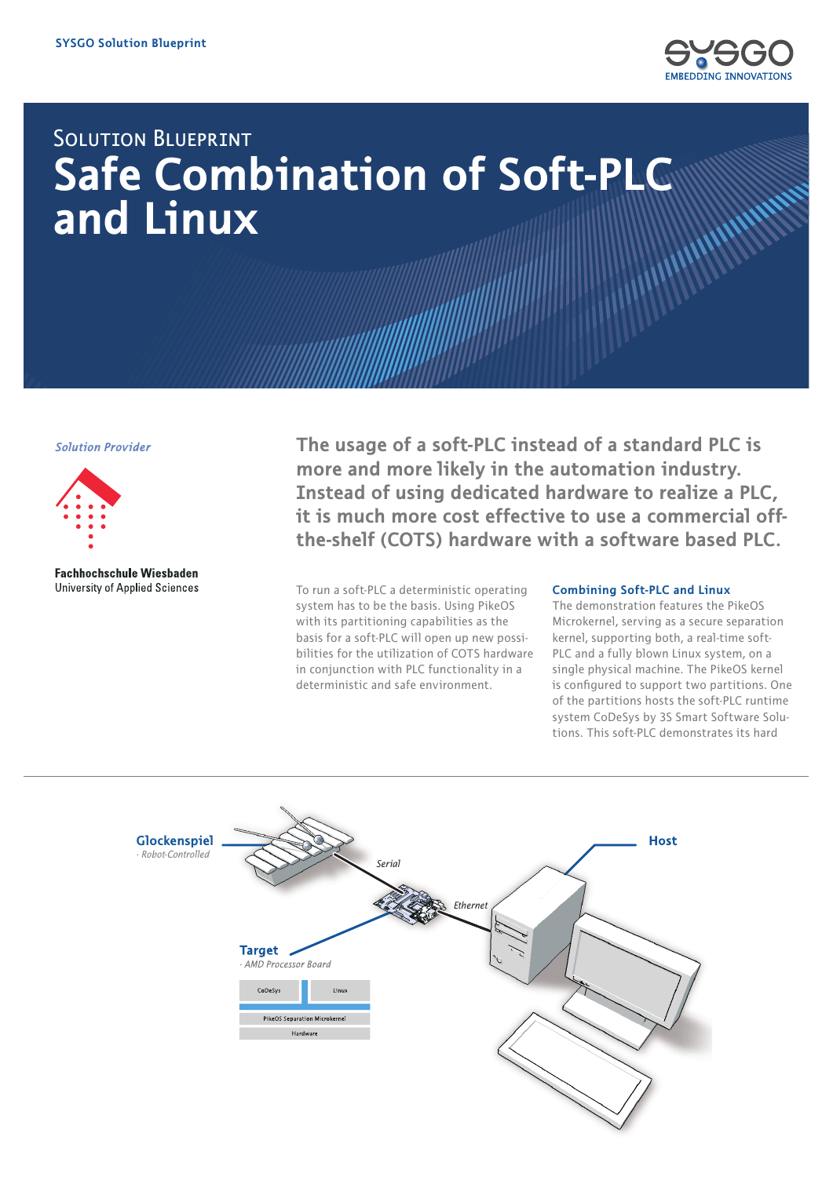SYSGO Solution Blueprint

# Solution Blueprint

# Safe Combination of Soft-PLC and Linux

*Solution Provider*

**Fachhochschule Wiesbaden**
University of Applied Sciences

**The usage of a soft-PLC instead of a standard PLC is more and more likely in the automation industry. Instead of using dedicated hardware to realize a PLC, it is much more cost effective to use a commercial off-the-shelf (COTS) hardware with a software based PLC.**

To run a soft-PLC a deterministic operating system has to be the basis. Using PikeOS with its partitioning capabilities as the basis for a soft-PLC will open up new possibilities for the utilization of COTS hardware in conjunction with PLC functionality in a deterministic and safe environment.

## Combining Soft-PLC and Linux

The demonstration features the PikeOS Microkernel, serving as a secure separation kernel, supporting both, a real-time soft-PLC and a fully blown Linux system, on a single physical machine. The PikeOS kernel is configured to support two partitions. One of the partitions hosts the soft-PLC runtime system CoDeSys by 3S Smart Software Solutions. This soft-PLC demonstrates its hard

**Glockenspiel**
· *Robot-Controlled*

*Serial*

*Ethernet*

**Host**

**Target**
· *AMD Processor Board*

| CoDeSys | Linux |
|---|---|
| PikeOS Separation Microkernel | |
| Hardware | |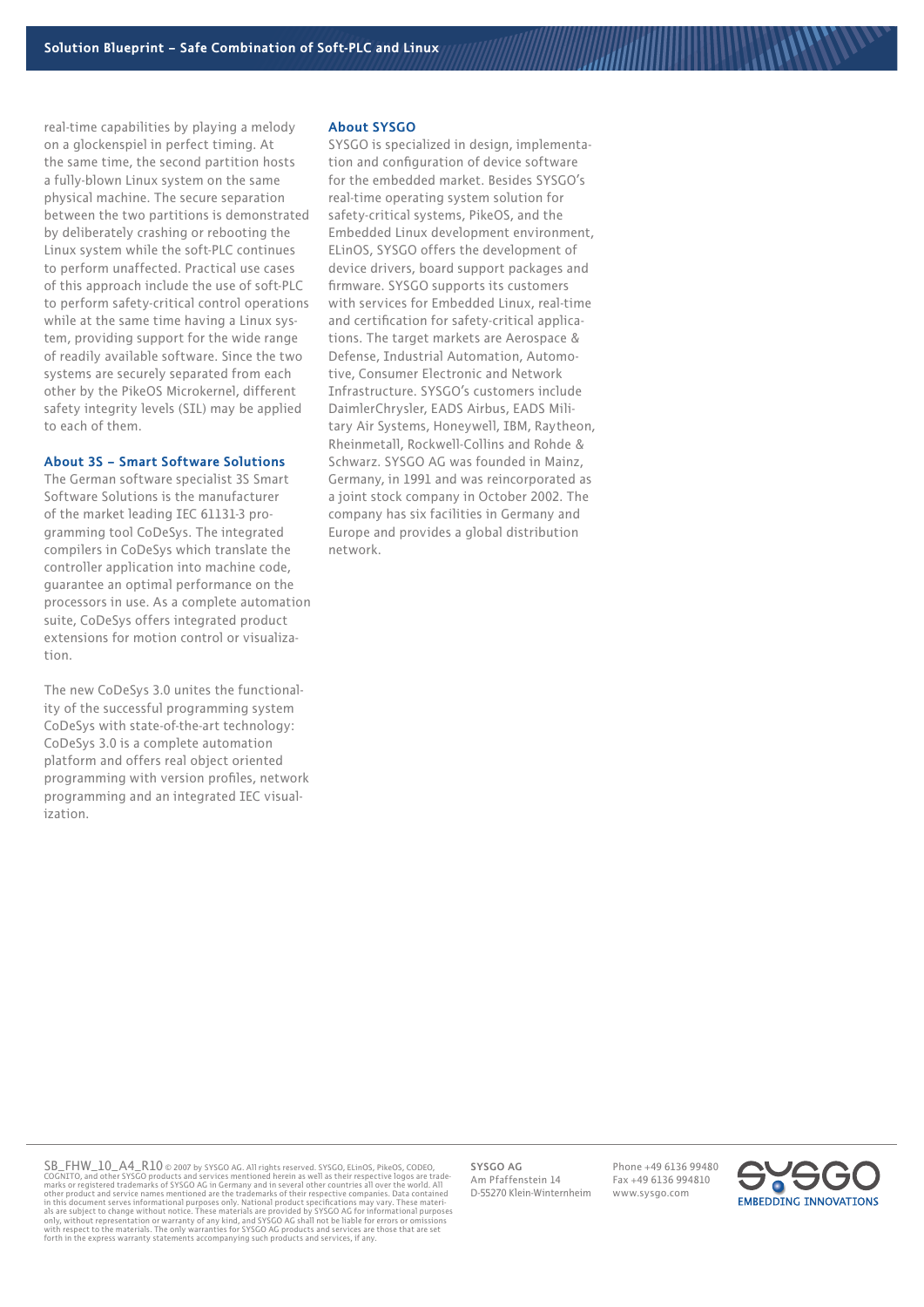real-time capabilities by playing a melody on a glockenspiel in perfect timing. At the same time, the second partition hosts a fully-blown Linux system on the same physical machine. The secure separation between the two partitions is demonstrated by deliberately crashing or rebooting the Linux system while the soft-PLC continues to perform unaffected. Practical use cases of this approach include the use of soft-PLC to perform safety-critical control operations while at the same time having a Linux system, providing support for the wide range of readily available software. Since the two systems are securely separated from each other by the PikeOS Microkernel, different safety integrity levels (SIL) may be applied to each of them.

## About 3S – Smart Software Solutions

The German software specialist 3S Smart Software Solutions is the manufacturer of the market leading IEC 61131-3 programming tool CoDeSys. The integrated compilers in CoDeSys which translate the controller application into machine code, guarantee an optimal performance on the processors in use. As a complete automation suite, CoDeSys offers integrated product extensions for motion control or visualization.

The new CoDeSys 3.0 unites the functionality of the successful programming system CoDeSys with state-of-the-art technology: CoDeSys 3.0 is a complete automation platform and offers real object oriented programming with version profiles, network programming and an integrated IEC visualization.

## About SYSGO

SYSGO is specialized in design, implementation and configuration of device software for the embedded market. Besides SYSGO's real-time operating system solution for safety-critical systems, PikeOS, and the Embedded Linux development environment, ELinOS, SYSGO offers the development of device drivers, board support packages and firmware. SYSGO supports its customers with services for Embedded Linux, real-time and certification for safety-critical applications. The target markets are Aerospace & Defense, Industrial Automation, Automotive, Consumer Electronic and Network Infrastructure. SYSGO's customers include DaimlerChrysler, EADS Airbus, EADS Military Air Systems, Honeywell, IBM, Raytheon, Rheinmetall, Rockwell-Collins and Rohde & Schwarz. SYSGO AG was founded in Mainz, Germany, in 1991 and was reincorporated as a joint stock company in October 2002. The company has six facilities in Germany and Europe and provides a global distribution network.

SB_FHW_10_A4_R10 © 2007 by SYSGO AG. All rights reserved. SYSGO, ELinOS, PikeOS, CODEO, COGNITO, and other SYSGO products and services mentioned herein as well as their respective logos are trademarks or registered trademarks of SYSGO AG in Germany and in several other countries all over the world. All other product and service names mentioned are the trademarks of their respective companies. Data contained in this document serves informational purposes only. National product specifications may vary. These materials are subject to change without notice. These materials are provided by SYSGO AG for informational purposes only, without representation or warranty of any kind, and SYSGO AG shall not be liable for errors or omissions with respect to the materials. The only warranties for SYSGO AG products and services are those that are set forth in the express warranty statements accompanying such products and services, if any.

**SYSGO AG**
Am Pfaffenstein 14
D-55270 Klein-Winternheim

Phone +49 6136 99480
Fax +49 6136 994810
www.sysgo.com

SYSGO EMBEDDING INNOVATIONS